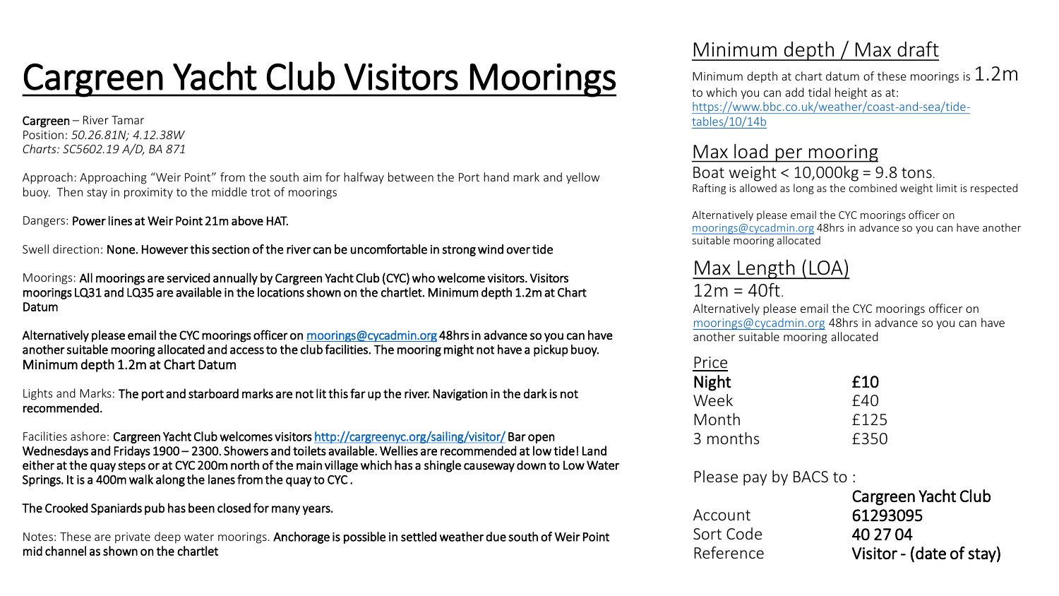# Cargreen Yacht Club Visitors Moorings

**Cargreen** – River Tamar
Position: *50.26.81N; 4.12.38W*
*Charts: SC5602.19 A/D, BA 871*

Approach: Approaching "Weir Point" from the south aim for halfway between the Port hand mark and yellow buoy. Then stay in proximity to the middle trot of moorings

Dangers: **Power lines at Weir Point 21m above HAT.**

Swell direction: **None. However this section of the river can be uncomfortable in strong wind over tide**

Moorings: **All moorings are serviced annually by Cargreen Yacht Club (CYC) who welcome visitors. Visitors moorings LQ31 and LQ35 are available in the locations shown on the chartlet. Minimum depth 1.2m at Chart Datum**

**Alternatively please email the CYC moorings officer on [moorings@cycadmin.org](mailto:moorings@cycadmin.org) 48hrs in advance so you can have another suitable mooring allocated and access to the club facilities. The mooring might not have a pickup buoy.** Minimum depth 1.2m at Chart Datum

Lights and Marks: **The port and starboard marks are not lit this far up the river. Navigation in the dark is not recommended.**

Facilities ashore: **Cargreen Yacht Club welcomes visitors [http://cargreenyc.org/sailing/visitor/](http://cargreenyc.org/sailing/visitor/) Bar open Wednesdays and Fridays 1900 – 2300. Showers and toilets available. Wellies are recommended at low tide! Land either at the quay steps or at CYC 200m north of the main village which has a shingle causeway down to Low Water Springs. It is a 400m walk along the lanes from the quay to CYC .**

**The Crooked Spaniards pub has been closed for many years.**

Notes: These are private deep water moorings. **Anchorage is possible in settled weather due south of Weir Point mid channel as shown on the chartlet**

## Minimum depth / Max draft

Minimum depth at chart datum of these moorings is 1.2m to which you can add tidal height as at: [https://www.bbc.co.uk/weather/coast-and-sea/tide-tables/10/14b](https://www.bbc.co.uk/weather/coast-and-sea/tide-tables/10/14b)

## Max load per mooring

Boat weight < 10,000kg = 9.8 tons.
Rafting is allowed as long as the combined weight limit is respected

Alternatively please email the CYC moorings officer on [moorings@cycadmin.org](mailto:moorings@cycadmin.org) 48hrs in advance so you can have another suitable mooring allocated

## Max Length (LOA)

12m = 40ft.
Alternatively please email the CYC moorings officer on [moorings@cycadmin.org](mailto:moorings@cycadmin.org) 48hrs in advance so you can have another suitable mooring allocated

## Price

| | |
|---|---|
| **Night** | **£10** |
| Week | £40 |
| Month | £125 |
| 3 months | £350 |

Please pay by BACS to :

| | |
|---|---|
| | **Cargreen Yacht Club** |
| Account | **61293095** |
| Sort Code | **40 27 04** |
| Reference | **Visitor - (date of stay)** |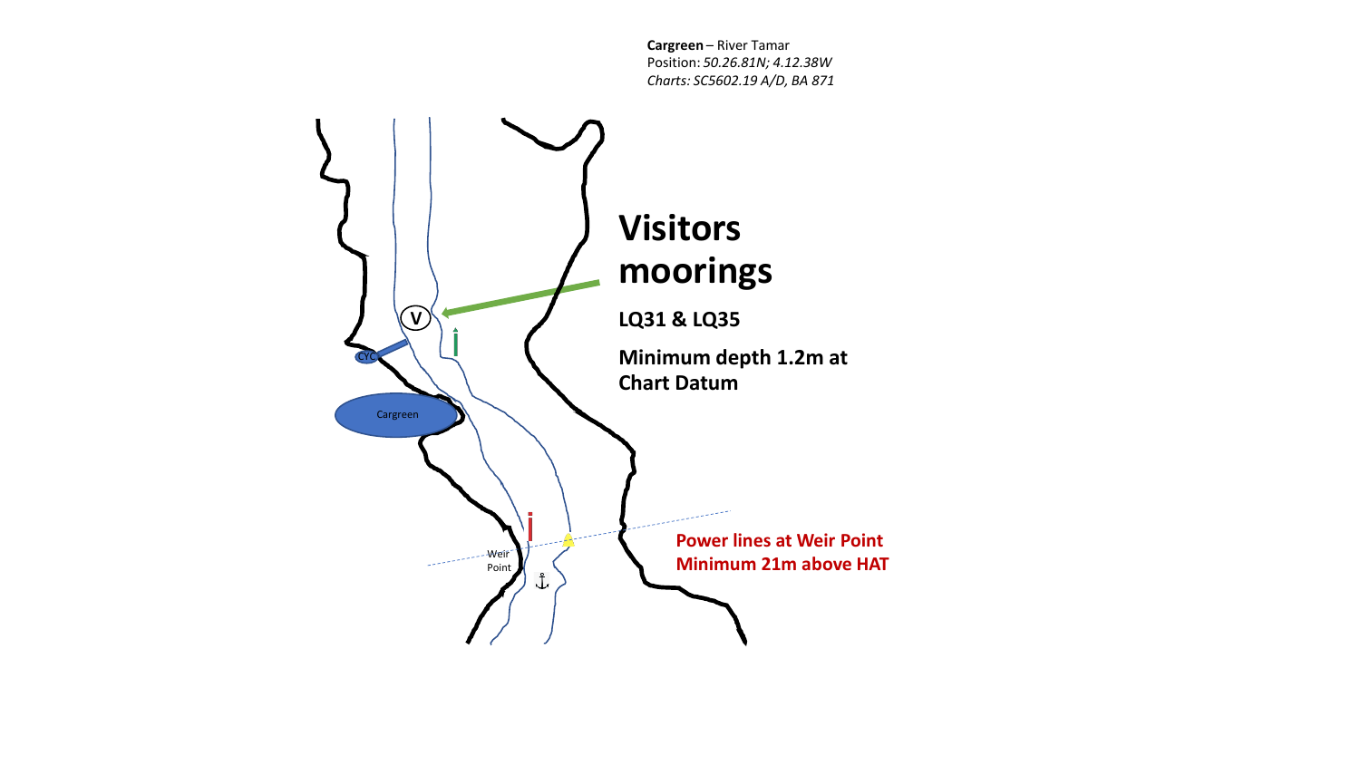**Cargreen** – River Tamar
Position: *50.26.81N; 4.12.38W*
*Charts: SC5602.19 A/D, BA 871*

# Visitors moorings

**LQ31 & LQ35**

**Minimum depth 1.2m at Chart Datum**

CYC

Cargreen

Weir Point

**Power lines at Weir Point**
**Minimum 21m above HAT**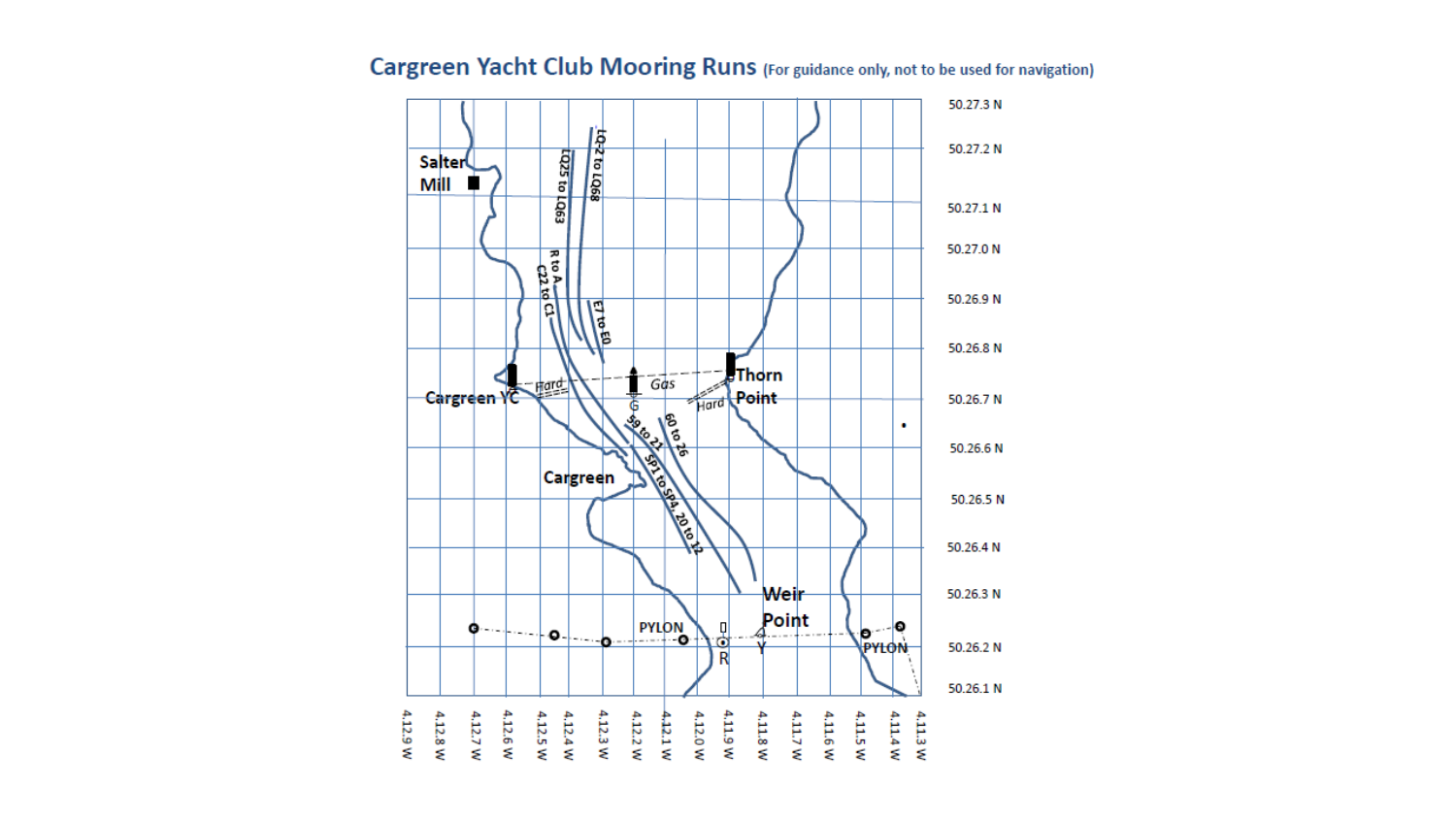# Cargreen Yacht Club Mooring Runs (For guidance only, not to be used for navigation)

Salter Mill

LQ25 to LQ63

LQ-2 to LQ68

R to A

C22 to C1

E7 to E0

Cargreen YC

Hard

Gas

G

Thorn Point

Hard

59 to 21

60 to 26

SP1 to SP4, 20 to 12

Cargreen

Weir Point

PYLON

R

Y

PYLON

50.27.3 N

50.27.2 N

50.27.1 N

50.27.0 N

50.26.9 N

50.26.8 N

50.26.7 N

50.26.6 N

50.26.5 N

50.26.4 N

50.26.3 N

50.26.2 N

50.26.1 N

4.12.9 W

4.12.8 W

4.12.7 W

4.12.6 W

4.12.5 W

4.12.4 W

4.12.3 W

4.12.2 W

4.12.1 W

4.12.0 W

4.11.9 W

4.11.8 W

4.11.7 W

4.11.6 W

4.11.5 W

4.11.4 W

4.11.3 W